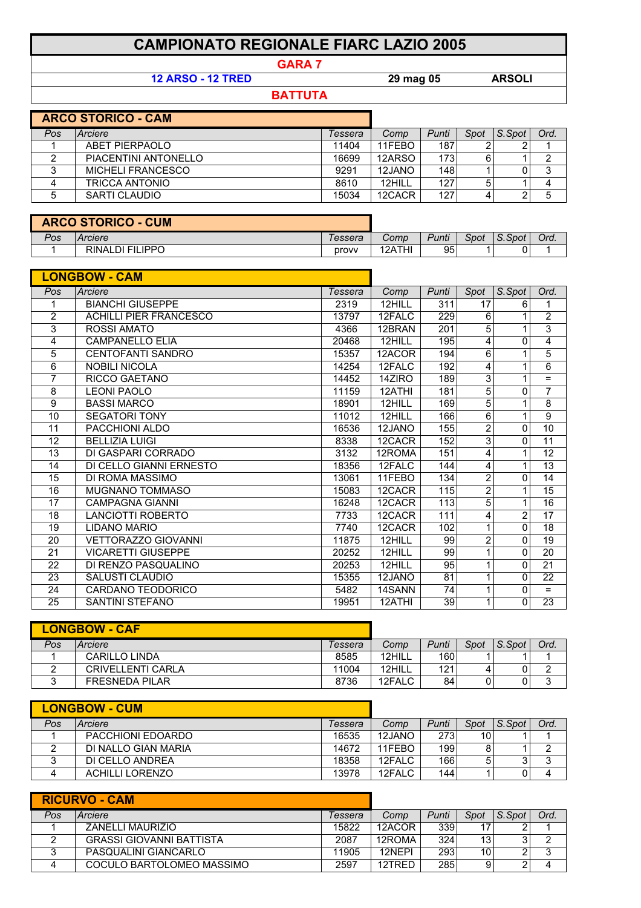# CAMPIONATO REGIONALE FIARC LAZIO 2005

**GARA 7**

**12 ARSO - 12 TRED** **29 mag 05** **ARSOLI**

**BATTUTA**

## ARCO STORICO - CAM

| Pos | Arciere | Tessera | Comp | Punti | Spot | S.Spot | Ord. |
|---|---|---|---|---|---|---|---|
| 1 | ABET PIERPAOLO | 11404 | 11FEBO | 187 | 2 | 2 | 1 |
| 2 | PIACENTINI ANTONELLO | 16699 | 12ARSO | 173 | 6 | 1 | 2 |
| 3 | MICHELI FRANCESCO | 9291 | 12JANO | 148 | 1 | 0 | 3 |
| 4 | TRICCA ANTONIO | 8610 | 12HILL | 127 | 5 | 1 | 4 |
| 5 | SARTI CLAUDIO | 15034 | 12CACR | 127 | 4 | 2 | 5 |

## ARCO STORICO - CUM

| Pos | Arciere | Tessera | Comp | Punti | Spot | S.Spot | Ord. |
|---|---|---|---|---|---|---|---|
| 1 | RINALDI FILIPPO | provv | 12ATHI | 95 | 1 | 0 | 1 |

## LONGBOW - CAM

| Pos | Arciere | Tessera | Comp | Punti | Spot | S.Spot | Ord. |
|---|---|---|---|---|---|---|---|
| 1 | BIANCHI GIUSEPPE | 2319 | 12HILL | 311 | 17 | 6 | 1 |
| 2 | ACHILLI PIER FRANCESCO | 13797 | 12FALC | 229 | 6 | 1 | 2 |
| 3 | ROSSI AMATO | 4366 | 12BRAN | 201 | 5 | 1 | 3 |
| 4 | CAMPANELLO ELIA | 20468 | 12HILL | 195 | 4 | 0 | 4 |
| 5 | CENTOFANTI SANDRO | 15357 | 12ACOR | 194 | 6 | 1 | 5 |
| 6 | NOBILI NICOLA | 14254 | 12FALC | 192 | 4 | 1 | 6 |
| 7 | RICCO GAETANO | 14452 | 14ZIRO | 189 | 3 | 1 | = |
| 8 | LEONI PAOLO | 11159 | 12ATHI | 181 | 5 | 0 | 7 |
| 9 | BASSI MARCO | 18901 | 12HILL | 169 | 5 | 1 | 8 |
| 10 | SEGATORI TONY | 11012 | 12HILL | 166 | 6 | 1 | 9 |
| 11 | PACCHIONI ALDO | 16536 | 12JANO | 155 | 2 | 0 | 10 |
| 12 | BELLIZIA LUIGI | 8338 | 12CACR | 152 | 3 | 0 | 11 |
| 13 | DI GASPARI CORRADO | 3132 | 12ROMA | 151 | 4 | 1 | 12 |
| 14 | DI CELLO GIANNI ERNESTO | 18356 | 12FALC | 144 | 4 | 1 | 13 |
| 15 | DI ROMA MASSIMO | 13061 | 11FEBO | 134 | 2 | 0 | 14 |
| 16 | MUGNANO TOMMASO | 15083 | 12CACR | 115 | 2 | 1 | 15 |
| 17 | CAMPAGNA GIANNI | 16248 | 12CACR | 113 | 5 | 1 | 16 |
| 18 | LANCIOTTI ROBERTO | 7733 | 12CACR | 111 | 4 | 2 | 17 |
| 19 | LIDANO MARIO | 7740 | 12CACR | 102 | 1 | 0 | 18 |
| 20 | VETTORAZZO GIOVANNI | 11875 | 12HILL | 99 | 2 | 0 | 19 |
| 21 | VICARETTI GIUSEPPE | 20252 | 12HILL | 99 | 1 | 0 | 20 |
| 22 | DI RENZO PASQUALINO | 20253 | 12HILL | 95 | 1 | 0 | 21 |
| 23 | SALUSTI CLAUDIO | 15355 | 12JANO | 81 | 1 | 0 | 22 |
| 24 | CARDANO TEODORICO | 5482 | 14SANN | 74 | 1 | 0 | = |
| 25 | SANTINI STEFANO | 19951 | 12ATHI | 39 | 1 | 0 | 23 |

## LONGBOW - CAF

| Pos | Arciere | Tessera | Comp | Punti | Spot | S.Spot | Ord. |
|---|---|---|---|---|---|---|---|
| 1 | CARILLO LINDA | 8585 | 12HILL | 160 | 1 | 1 | 1 |
| 2 | CRIVELLENTI CARLA | 11004 | 12HILL | 121 | 4 | 0 | 2 |
| 3 | FRESNEDA PILAR | 8736 | 12FALC | 84 | 0 | 0 | 3 |

## LONGBOW - CUM

| Pos | Arciere | Tessera | Comp | Punti | Spot | S.Spot | Ord. |
|---|---|---|---|---|---|---|---|
| 1 | PACCHIONI EDOARDO | 16535 | 12JANO | 273 | 10 | 1 | 1 |
| 2 | DI NALLO GIAN MARIA | 14672 | 11FEBO | 199 | 8 | 1 | 2 |
| 3 | DI CELLO ANDREA | 18358 | 12FALC | 166 | 5 | 3 | 3 |
| 4 | ACHILLI LORENZO | 13978 | 12FALC | 144 | 1 | 0 | 4 |

## RICURVO - CAM

| Pos | Arciere | Tessera | Comp | Punti | Spot | S.Spot | Ord. |
|---|---|---|---|---|---|---|---|
| 1 | ZANELLI MAURIZIO | 15822 | 12ACOR | 339 | 17 | 2 | 1 |
| 2 | GRASSI GIOVANNI BATTISTA | 2087 | 12ROMA | 324 | 13 | 3 | 2 |
| 3 | PASQUALINI GIANCARLO | 11905 | 12NEPI | 293 | 10 | 2 | 3 |
| 4 | COCULO BARTOLOMEO MASSIMO | 2597 | 12TRED | 285 | 9 | 2 | 4 |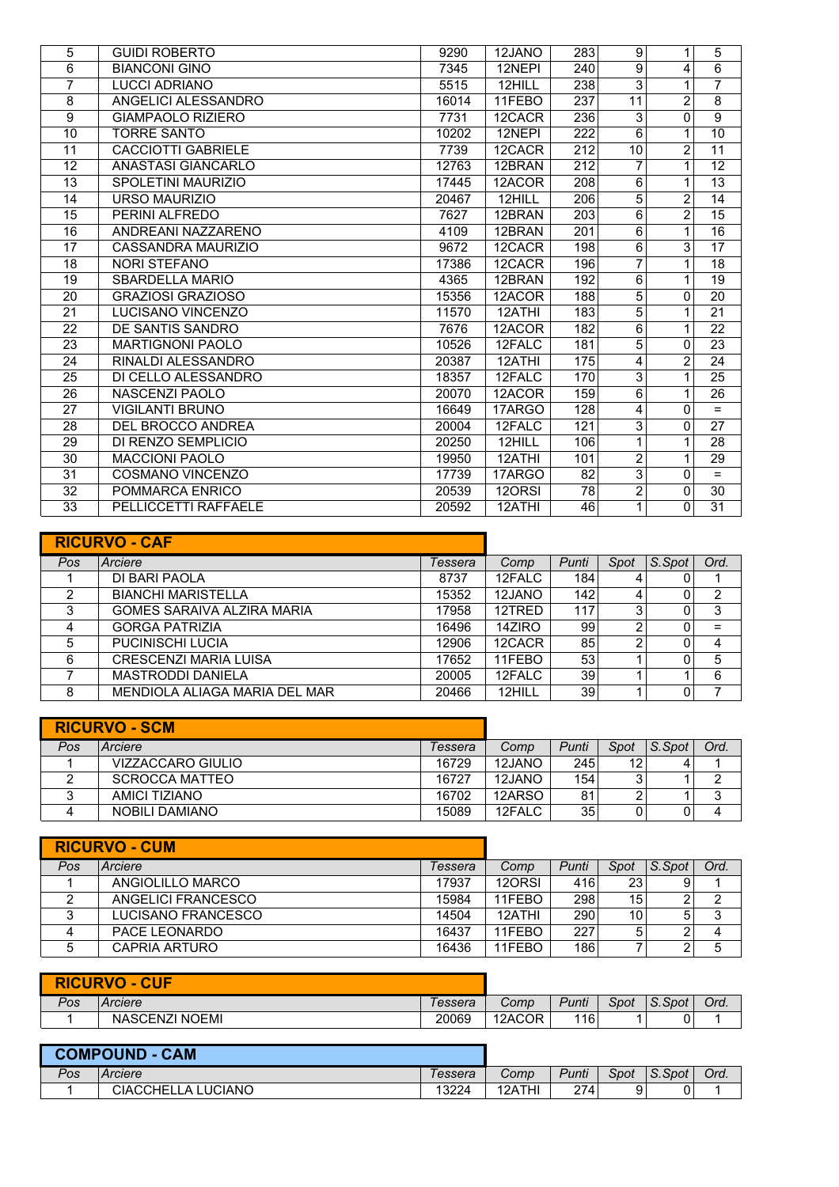| | | | | | | | |
|---|---|---|---|---|---|---|---|
| 5 | GUIDI ROBERTO | 9290 | 12JANO | 283 | 9 | 1 | 5 |
| 6 | BIANCONI GINO | 7345 | 12NEPI | 240 | 9 | 4 | 6 |
| 7 | LUCCI ADRIANO | 5515 | 12HILL | 238 | 3 | 1 | 7 |
| 8 | ANGELICI ALESSANDRO | 16014 | 11FEBO | 237 | 11 | 2 | 8 |
| 9 | GIAMPAOLO RIZIERO | 7731 | 12CACR | 236 | 3 | 0 | 9 |
| 10 | TORRE SANTO | 10202 | 12NEPI | 222 | 6 | 1 | 10 |
| 11 | CACCIOTTI GABRIELE | 7739 | 12CACR | 212 | 10 | 2 | 11 |
| 12 | ANASTASI GIANCARLO | 12763 | 12BRAN | 212 | 7 | 1 | 12 |
| 13 | SPOLETINI MAURIZIO | 17445 | 12ACOR | 208 | 6 | 1 | 13 |
| 14 | URSO MAURIZIO | 20467 | 12HILL | 206 | 5 | 2 | 14 |
| 15 | PERINI ALFREDO | 7627 | 12BRAN | 203 | 6 | 2 | 15 |
| 16 | ANDREANI NAZZARENO | 4109 | 12BRAN | 201 | 6 | 1 | 16 |
| 17 | CASSANDRA MAURIZIO | 9672 | 12CACR | 198 | 6 | 3 | 17 |
| 18 | NORI STEFANO | 17386 | 12CACR | 196 | 7 | 1 | 18 |
| 19 | SBARDELLA MARIO | 4365 | 12BRAN | 192 | 6 | 1 | 19 |
| 20 | GRAZIOSI GRAZIOSO | 15356 | 12ACOR | 188 | 5 | 0 | 20 |
| 21 | LUCISANO VINCENZO | 11570 | 12ATHI | 183 | 5 | 1 | 21 |
| 22 | DE SANTIS SANDRO | 7676 | 12ACOR | 182 | 6 | 1 | 22 |
| 23 | MARTIGNONI PAOLO | 10526 | 12FALC | 181 | 5 | 0 | 23 |
| 24 | RINALDI ALESSANDRO | 20387 | 12ATHI | 175 | 4 | 2 | 24 |
| 25 | DI CELLO ALESSANDRO | 18357 | 12FALC | 170 | 3 | 1 | 25 |
| 26 | NASCENZI PAOLO | 20070 | 12ACOR | 159 | 6 | 1 | 26 |
| 27 | VIGILANTI BRUNO | 16649 | 17ARGO | 128 | 4 | 0 | = |
| 28 | DEL BROCCO ANDREA | 20004 | 12FALC | 121 | 3 | 0 | 27 |
| 29 | DI RENZO SEMPLICIO | 20250 | 12HILL | 106 | 1 | 1 | 28 |
| 30 | MACCIONI PAOLO | 19950 | 12ATHI | 101 | 2 | 1 | 29 |
| 31 | COSMANO VINCENZO | 17739 | 17ARGO | 82 | 3 | 0 | = |
| 32 | POMMARCA ENRICO | 20539 | 12ORSI | 78 | 2 | 0 | 30 |
| 33 | PELLICCETTI RAFFAELE | 20592 | 12ATHI | 46 | 1 | 0 | 31 |

## RICURVO - CAF

| Pos | Arciere | Tessera | Comp | Punti | Spot | S.Spot | Ord. |
|---|---|---|---|---|---|---|---|
| 1 | DI BARI PAOLA | 8737 | 12FALC | 184 | 4 | 0 | 1 |
| 2 | BIANCHI MARISTELLA | 15352 | 12JANO | 142 | 4 | 0 | 2 |
| 3 | GOMES SARAIVA ALZIRA MARIA | 17958 | 12TRED | 117 | 3 | 0 | 3 |
| 4 | GORGA PATRIZIA | 16496 | 14ZIRO | 99 | 2 | 0 | = |
| 5 | PUCINISCHI LUCIA | 12906 | 12CACR | 85 | 2 | 0 | 4 |
| 6 | CRESCENZI MARIA LUISA | 17652 | 11FEBO | 53 | 1 | 0 | 5 |
| 7 | MASTRODDI DANIELA | 20005 | 12FALC | 39 | 1 | 1 | 6 |
| 8 | MENDIOLA ALIAGA MARIA DEL MAR | 20466 | 12HILL | 39 | 1 | 0 | 7 |

## RICURVO - SCM

| Pos | Arciere | Tessera | Comp | Punti | Spot | S.Spot | Ord. |
|---|---|---|---|---|---|---|---|
| 1 | VIZZACCARO GIULIO | 16729 | 12JANO | 245 | 12 | 4 | 1 |
| 2 | SCROCCA MATTEO | 16727 | 12JANO | 154 | 3 | 1 | 2 |
| 3 | AMICI TIZIANO | 16702 | 12ARSO | 81 | 2 | 1 | 3 |
| 4 | NOBILI DAMIANO | 15089 | 12FALC | 35 | 0 | 0 | 4 |

## RICURVO - CUM

| Pos | Arciere | Tessera | Comp | Punti | Spot | S.Spot | Ord. |
|---|---|---|---|---|---|---|---|
| 1 | ANGIOLILLO MARCO | 17937 | 12ORSI | 416 | 23 | 9 | 1 |
| 2 | ANGELICI FRANCESCO | 15984 | 11FEBO | 298 | 15 | 2 | 2 |
| 3 | LUCISANO FRANCESCO | 14504 | 12ATHI | 290 | 10 | 5 | 3 |
| 4 | PACE LEONARDO | 16437 | 11FEBO | 227 | 5 | 2 | 4 |
| 5 | CAPRIA ARTURO | 16436 | 11FEBO | 186 | 7 | 2 | 5 |

## RICURVO - CUF

| Pos | Arciere | Tessera | Comp | Punti | Spot | S.Spot | Ord. |
|---|---|---|---|---|---|---|---|
| 1 | NASCENZI NOEMI | 20069 | 12ACOR | 116 | 1 | 0 | 1 |

## COMPOUND - CAM

| Pos | Arciere | Tessera | Comp | Punti | Spot | S.Spot | Ord. |
|---|---|---|---|---|---|---|---|
| 1 | CIACCHELLA LUCIANO | 13224 | 12ATHI | 274 | 9 | 0 | 1 |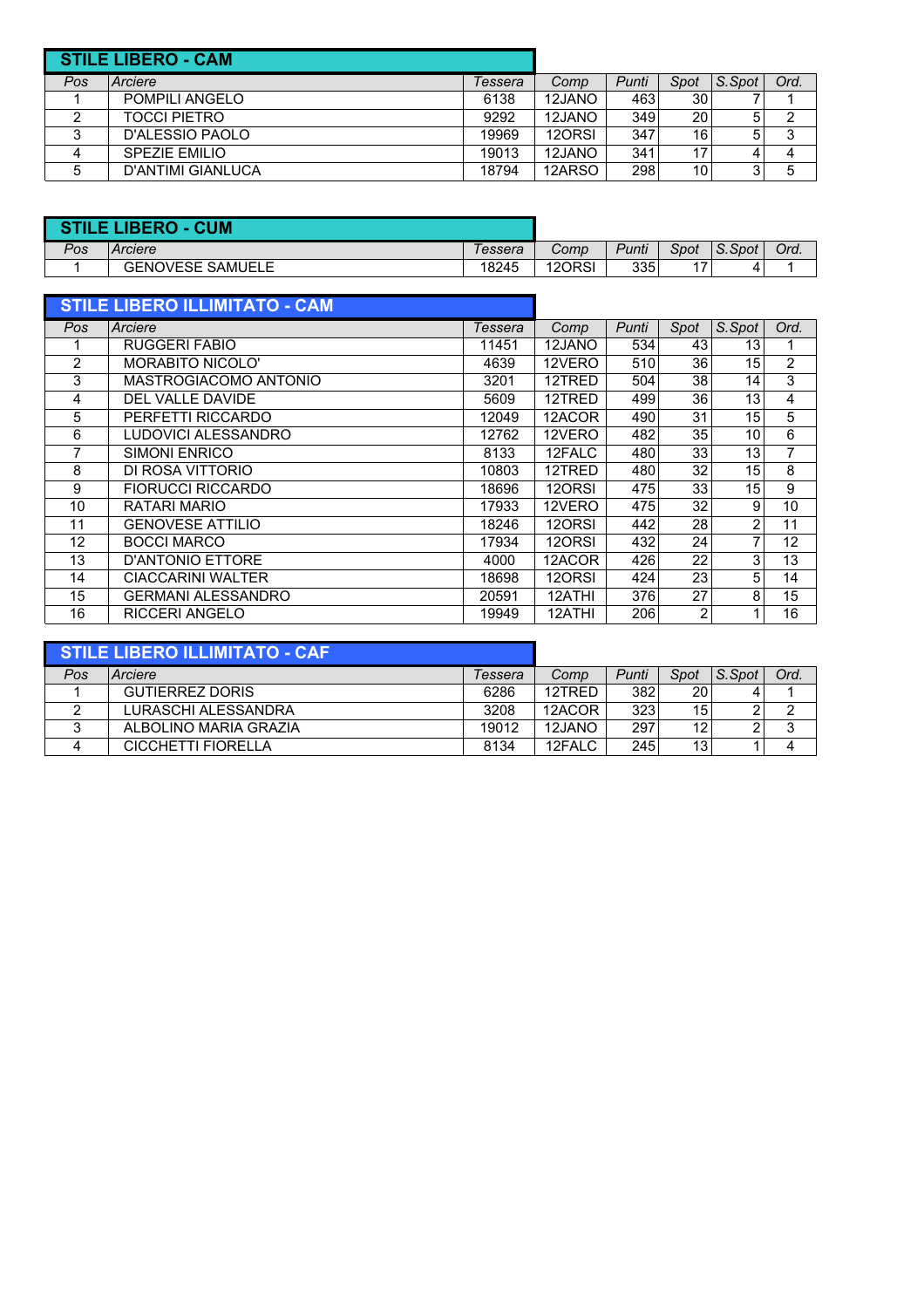## STILE LIBERO - CAM

| Pos | Arciere | Tessera | Comp | Punti | Spot | S.Spot | Ord. |
|---|---|---|---|---|---|---|---|
| 1 | POMPILI ANGELO | 6138 | 12JANO | 463 | 30 | 7 | 1 |
| 2 | TOCCI PIETRO | 9292 | 12JANO | 349 | 20 | 5 | 2 |
| 3 | D'ALESSIO PAOLO | 19969 | 12ORSI | 347 | 16 | 5 | 3 |
| 4 | SPEZIE EMILIO | 19013 | 12JANO | 341 | 17 | 4 | 4 |
| 5 | D'ANTIMI GIANLUCA | 18794 | 12ARSO | 298 | 10 | 3 | 5 |

## STILE LIBERO - CUM

| Pos | Arciere | Tessera | Comp | Punti | Spot | S.Spot | Ord. |
|---|---|---|---|---|---|---|---|
| 1 | GENOVESE SAMUELE | 18245 | 12ORSI | 335 | 17 | 4 | 1 |

## STILE LIBERO ILLIMITATO - CAM

| Pos | Arciere | Tessera | Comp | Punti | Spot | S.Spot | Ord. |
|---|---|---|---|---|---|---|---|
| 1 | RUGGERI FABIO | 11451 | 12JANO | 534 | 43 | 13 | 1 |
| 2 | MORABITO NICOLO' | 4639 | 12VERO | 510 | 36 | 15 | 2 |
| 3 | MASTROGIACOMO ANTONIO | 3201 | 12TRED | 504 | 38 | 14 | 3 |
| 4 | DEL VALLE DAVIDE | 5609 | 12TRED | 499 | 36 | 13 | 4 |
| 5 | PERFETTI RICCARDO | 12049 | 12ACOR | 490 | 31 | 15 | 5 |
| 6 | LUDOVICI ALESSANDRO | 12762 | 12VERO | 482 | 35 | 10 | 6 |
| 7 | SIMONI ENRICO | 8133 | 12FALC | 480 | 33 | 13 | 7 |
| 8 | DI ROSA VITTORIO | 10803 | 12TRED | 480 | 32 | 15 | 8 |
| 9 | FIORUCCI RICCARDO | 18696 | 12ORSI | 475 | 33 | 15 | 9 |
| 10 | RATARI MARIO | 17933 | 12VERO | 475 | 32 | 9 | 10 |
| 11 | GENOVESE ATTILIO | 18246 | 12ORSI | 442 | 28 | 2 | 11 |
| 12 | BOCCI MARCO | 17934 | 12ORSI | 432 | 24 | 7 | 12 |
| 13 | D'ANTONIO ETTORE | 4000 | 12ACOR | 426 | 22 | 3 | 13 |
| 14 | CIACCARINI WALTER | 18698 | 12ORSI | 424 | 23 | 5 | 14 |
| 15 | GERMANI ALESSANDRO | 20591 | 12ATHI | 376 | 27 | 8 | 15 |
| 16 | RICCERI ANGELO | 19949 | 12ATHI | 206 | 2 | 1 | 16 |

## STILE LIBERO ILLIMITATO - CAF

| Pos | Arciere | Tessera | Comp | Punti | Spot | S.Spot | Ord. |
|---|---|---|---|---|---|---|---|
| 1 | GUTIERREZ DORIS | 6286 | 12TRED | 382 | 20 | 4 | 1 |
| 2 | LURASCHI ALESSANDRA | 3208 | 12ACOR | 323 | 15 | 2 | 2 |
| 3 | ALBOLINO MARIA GRAZIA | 19012 | 12JANO | 297 | 12 | 2 | 3 |
| 4 | CICCHETTI FIORELLA | 8134 | 12FALC | 245 | 13 | 1 | 4 |